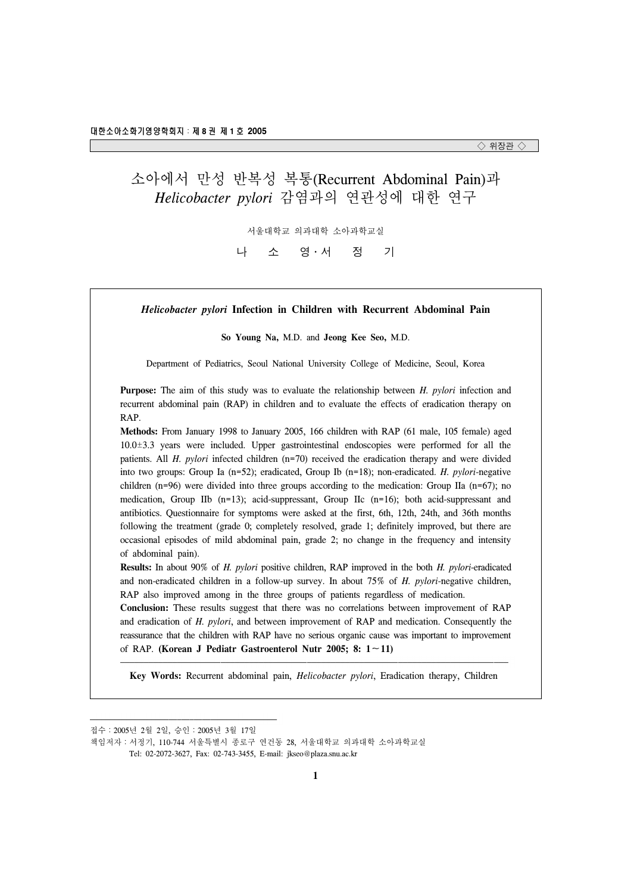◇ 위장관 ◇

# 소아에서 만성 반복성 복통(Recurrent Abdominal Pain)과 *Helicobacter pylori* 감염과의 연관성에 대한 연구

서울대학교 의과대학 소아과학교실

나 소 영 · 서 정 기

## *Helicobacter pylori* Infection in Children with Recurrent Abdominal Pain

**So Young Na,** M.D. and **Jeong Kee Seo,** M.D.

Department of Pediatrics, Seoul National University College of Medicine, Seoul, Korea

**Purpose:** The aim of this study was to evaluate the relationship between *H. pylori* infection and recurrent abdominal pain (RAP) in children and to evaluate the effects of eradication therapy on RAP.

**Methods:** From January 1998 to January 2005, 166 children with RAP (61 male, 105 female) aged 10.0±3.3 years were included. Upper gastrointestinal endoscopies were performed for all the patients. All *H. pylori* infected children (n=70) received the eradication therapy and were divided into two groups: Group Ia (n=52); eradicated, Group Ib (n=18); non-eradicated. *H. pylori*-negative children (n=96) were divided into three groups according to the medication: Group IIa (n=67); no medication, Group IIb (n=13); acid-suppressant, Group IIc (n=16); both acid-suppressant and antibiotics. Questionnaire for symptoms were asked at the first, 6th, 12th, 24th, and 36th months following the treatment (grade 0; completely resolved, grade 1; definitely improved, but there are occasional episodes of mild abdominal pain, grade 2; no change in the frequency and intensity of abdominal pain).

**Results:** In about 90% of *H. pylori* positive children, RAP improved in the both *H. pylori*-eradicated and non-eradicated children in a follow-up survey. In about 75% of *H. pylori*-negative children, RAP also improved among in the three groups of patients regardless of medication.

**Conclusion:** These results suggest that there was no correlations between improvement of RAP and eradication of *H. pylori*, and between improvement of RAP and medication. Consequently the reassurance that the children with RAP have no serious organic cause was important to improvement of RAP. **(Korean J Pediatr Gastroenterol Nutr 2005; 8: 1∼11)**

**Key Words:** Recurrent abdominal pain, *Helicobacter pylori*, Eradication therapy, Children

---

접수 : 2005년 2월 2일, 승인 : 2005년 3월 17일

책임저자 : 서정기, 110-744 서울특별시 종로구 연건동 28, 서울대학교 의과대학 소아과학교실

Tel: 02-2072-3627, Fax: 02-743-3455, E-mail: jkseo@plaza.snu.ac.kr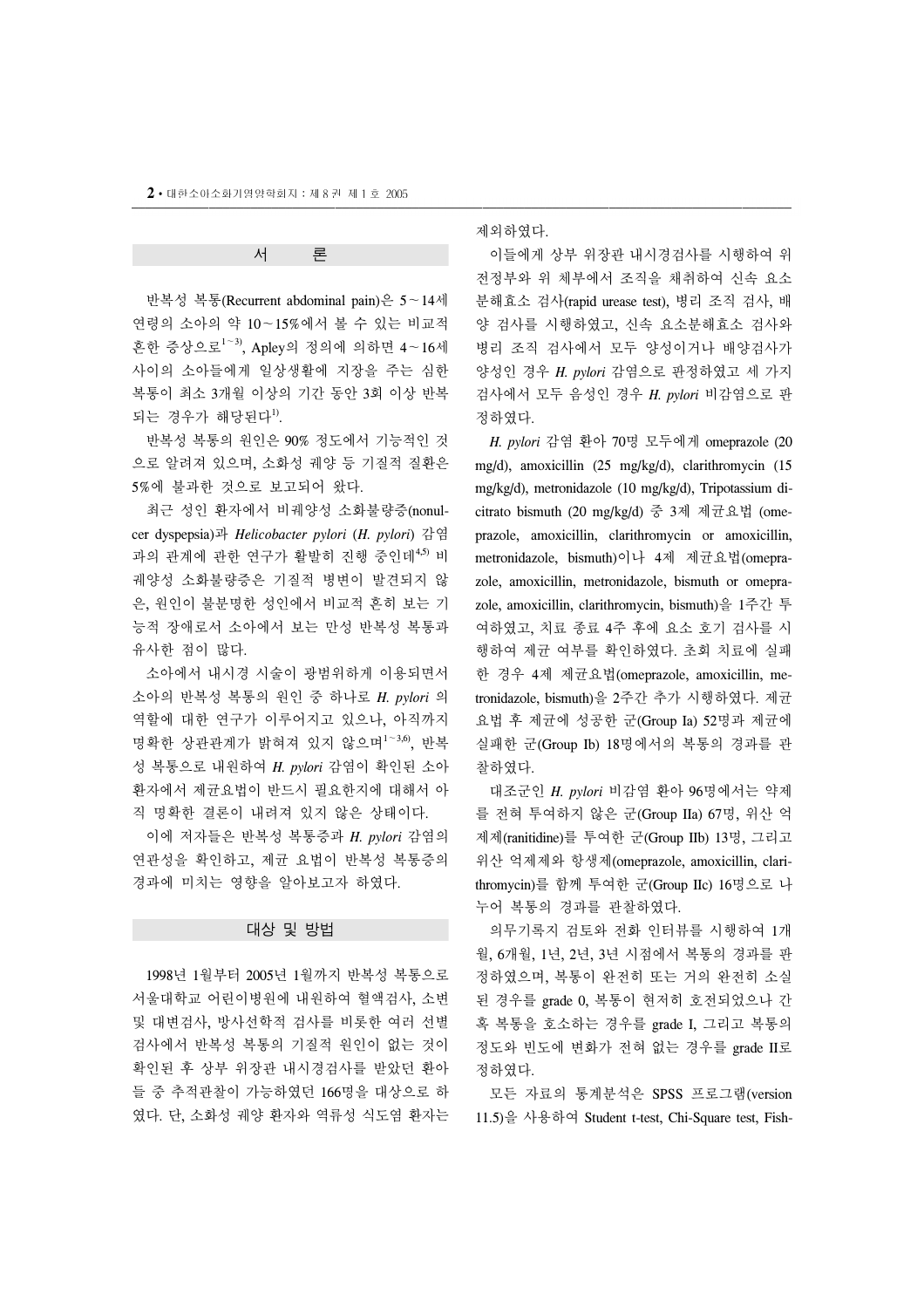## 서 론

반복성 복통(Recurrent abdominal pain)은 5~14세 연령의 소아의 약 10~15%에서 볼 수 있는 비교적 흔한 증상으로[1~3], Apley의 정의에 의하면 4~16세 사이의 소아들에게 일상생활에 지장을 주는 심한 복통이 최소 3개월 이상의 기간 동안 3회 이상 반복되는 경우가 해당된다[1].

반복성 복통의 원인은 90% 정도에서 기능적인 것으로 알려져 있으며, 소화성 궤양 등 기질적 질환은 5%에 불과한 것으로 보고되어 왔다.

최근 성인 환자에서 비궤양성 소화불량증(nonulcer dyspepsia)과 *Helicobacter pylori* (*H. pylori*) 감염과의 관계에 관한 연구가 활발히 진행 중인데[4,5] 비궤양성 소화불량증은 기질적 병변이 발견되지 않은, 원인이 불분명한 성인에서 비교적 흔히 보는 기능적 장애로서 소아에서 보는 만성 반복성 복통과 유사한 점이 많다.

소아에서 내시경 시술이 광범위하게 이용되면서 소아의 반복성 복통의 원인 중 하나로 *H. pylori* 의 역할에 대한 연구가 이루어지고 있으나, 아직까지 명확한 상관관계가 밝혀져 있지 않으며[1~3,6], 반복성 복통으로 내원하여 *H. pylori* 감염이 확인된 소아 환자에서 제균요법이 반드시 필요한지에 대해서 아직 명확한 결론이 내려져 있지 않은 상태이다.

이에 저자들은 반복성 복통증과 *H. pylori* 감염의 연관성을 확인하고, 제균 요법이 반복성 복통증의 경과에 미치는 영향을 알아보고자 하였다.

## 대상 및 방법

1998년 1월부터 2005년 1월까지 반복성 복통으로 서울대학교 어린이병원에 내원하여 혈액검사, 소변 및 대변검사, 방사선학적 검사를 비롯한 여러 선별검사에서 반복성 복통의 기질적 원인이 없는 것이 확인된 후 상부 위장관 내시경검사를 받았던 환아들 중 추적관찰이 가능하였던 166명을 대상으로 하였다. 단, 소화성 궤양 환자와 역류성 식도염 환자는 제외하였다.

이들에게 상부 위장관 내시경검사를 시행하여 위 전정부와 위 체부에서 조직을 채취하여 신속 요소 분해효소 검사(rapid urease test), 병리 조직 검사, 배양 검사를 시행하였고, 신속 요소분해효소 검사와 병리 조직 검사에서 모두 양성이거나 배양검사가 양성인 경우 *H. pylori* 감염으로 판정하였고 세 가지 검사에서 모두 음성인 경우 *H. pylori* 비감염으로 판정하였다.

*H. pylori* 감염 환아 70명 모두에게 omeprazole (20 mg/d), amoxicillin (25 mg/kg/d), clarithromycin (15 mg/kg/d), metronidazole (10 mg/kg/d), Tripotassium dicitrato bismuth (20 mg/kg/d) 중 3제 제균요법 (omeprazole, amoxicillin, clarithromycin or amoxicillin, metronidazole, bismuth)이나 4제 제균요법(omeprazole, amoxicillin, metronidazole, bismuth or omeprazole, amoxicillin, clarithromycin, bismuth)을 1주간 투여하였고, 치료 종료 4주 후에 요소 호기 검사를 시행하여 제균 여부를 확인하였다. 초회 치료에 실패한 경우 4제 제균요법(omeprazole, amoxicillin, metronidazole, bismuth)을 2주간 추가 시행하였다. 제균요법 후 제균에 성공한 군(Group Ia) 52명과 제균에 실패한 군(Group Ib) 18명에서의 복통의 경과를 관찰하였다.

대조군인 *H. pylori* 비감염 환아 96명에서는 약제를 전혀 투여하지 않은 군(Group IIa) 67명, 위산 억제제(ranitidine)를 투여한 군(Group IIb) 13명, 그리고 위산 억제제와 항생제(omeprazole, amoxicillin, clarithromycin)를 함께 투여한 군(Group IIc) 16명으로 나누어 복통의 경과를 관찰하였다.

의무기록지 검토와 전화 인터뷰를 시행하여 1개월, 6개월, 1년, 2년, 3년 시점에서 복통의 경과를 판정하였으며, 복통이 완전히 또는 거의 완전히 소실된 경우를 grade 0, 복통이 현저히 호전되었으나 간혹 복통을 호소하는 경우를 grade I, 그리고 복통의 정도와 빈도에 변화가 전혀 없는 경우를 grade II로 정하였다.

모든 자료의 통계분석은 SPSS 프로그램(version 11.5)을 사용하여 Student t-test, Chi-Square test, Fish-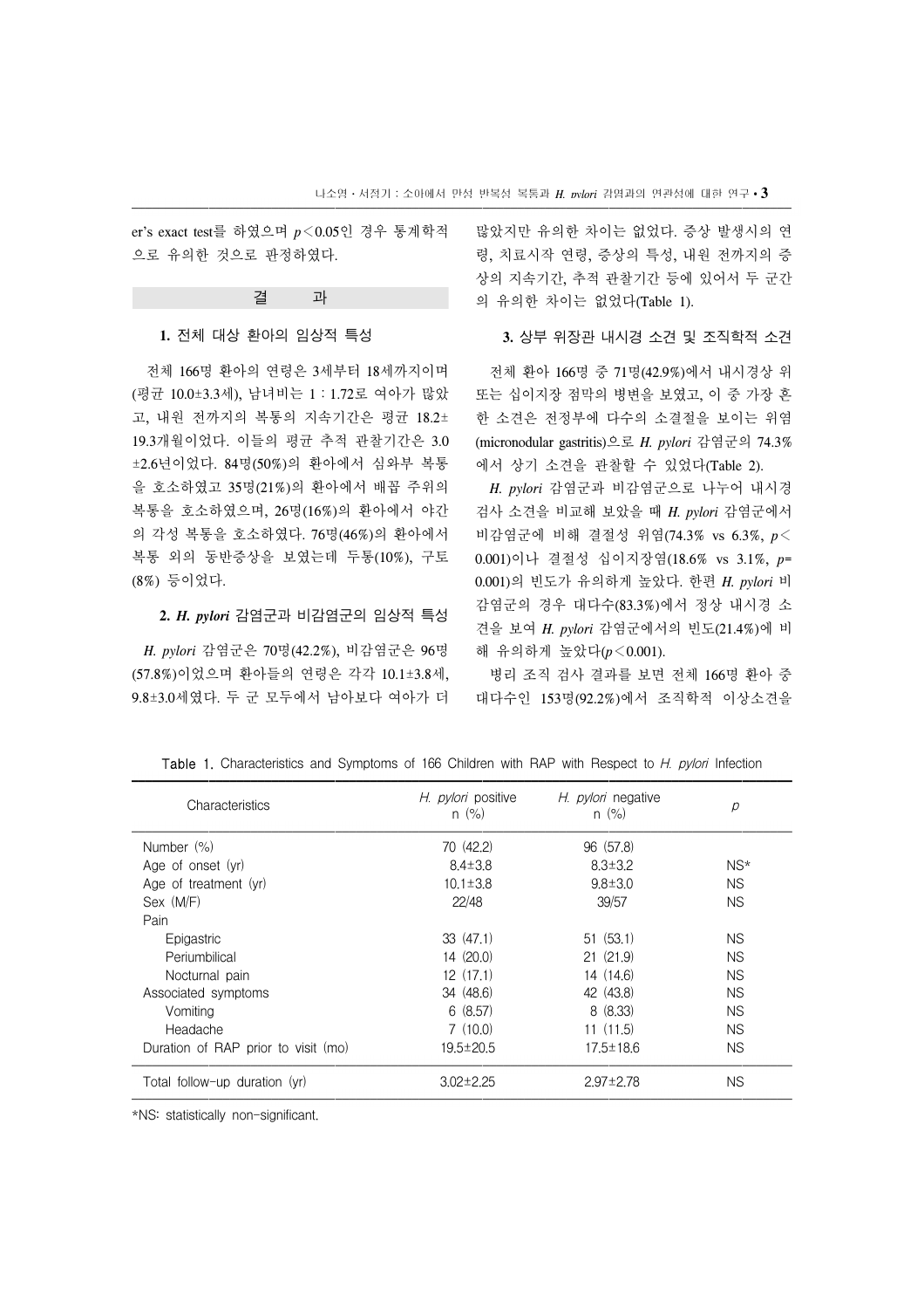er's exact test를 하였으며 $p < 0.05$인 경우 통계학적으로 유의한 것으로 판정하였다.

## 결 과

### 1. 전체 대상 환아의 임상적 특성

전체 166명 환아의 연령은 3세부터 18세까지이며 (평균 10.0±3.3세), 남녀비는 1 : 1.72로 여아가 많았고, 내원 전까지의 복통의 지속기간은 평균 18.2±19.3개월이었다. 이들의 평균 추적 관찰기간은 3.0±2.6년이었다. 84명(50%)의 환아에서 심와부 복통을 호소하였고 35명(21%)의 환아에서 배꼽 주위의 복통을 호소하였으며, 26명(16%)의 환아에서 야간의 각성 복통을 호소하였다. 76명(46%)의 환아에서 복통 외의 동반증상을 보였는데 두통(10%), 구토(8%) 등이었다.

### 2. *H. pylori* 감염군과 비감염군의 임상적 특성

*H. pylori* 감염군은 70명(42.2%), 비감염군은 96명(57.8%)이었으며 환아들의 연령은 각각 10.1±3.8세, 9.8±3.0세였다. 두 군 모두에서 남아보다 여아가 더 많았지만 유의한 차이는 없었다. 증상 발생시의 연령, 치료시작 연령, 증상의 특성, 내원 전까지의 증상의 지속기간, 추적 관찰기간 등에 있어서 두 군간의 유의한 차이는 없었다(Table 1).

### 3. 상부 위장관 내시경 소견 및 조직학적 소견

전체 환아 166명 중 71명(42.9%)에서 내시경상 위 또는 십이지장 점막의 병변을 보였고, 이 중 가장 흔한 소견은 전정부에 다수의 소결절을 보이는 위염(micronodular gastritis)으로 *H. pylori* 감염군의 74.3%에서 상기 소견을 관찰할 수 있었다(Table 2).

*H. pylori* 감염군과 비감염군으로 나누어 내시경 검사 소견을 비교해 보았을 때 *H. pylori* 감염군에서 비감염군에 비해 결절성 위염(74.3% vs 6.3%, $p < 0.001$)이나 결절성 십이지장염(18.6% vs 3.1%, $p = 0.001$)의 빈도가 유의하게 높았다. 한편 *H. pylori* 비감염군의 경우 대다수(83.3%)에서 정상 내시경 소견을 보여 *H. pylori* 감염군에서의 빈도(21.4%)에 비해 유의하게 높았다($p < 0.001$).

병리 조직 검사 결과를 보면 전체 166명 환아 중 대다수인 153명(92.2%)에서 조직학적 이상소견을

Table 1. Characteristics and Symptoms of 166 Children with RAP with Respect to *H. pylori* Infection

| Characteristics | *H. pylori* positive n (%) | *H. pylori* negative n (%) | p |
|---|---|---|---|
| Number (%) | 70 (42.2) | 96 (57.8) | |
| Age of onset (yr) | 8.4±3.8 | 8.3±3.2 | NS* |
| Age of treatment (yr) | 10.1±3.8 | 9.8±3.0 | NS |
| Sex (M/F) | 22/48 | 39/57 | NS |
| Pain | | | |
| Epigastric | 33 (47.1) | 51 (53.1) | NS |
| Periumbilical | 14 (20.0) | 21 (21.9) | NS |
| Nocturnal pain | 12 (17.1) | 14 (14.6) | NS |
| Associated symptoms | 34 (48.6) | 42 (43.8) | NS |
| Vomiting | 6 (8.57) | 8 (8.33) | NS |
| Headache | 7 (10.0) | 11 (11.5) | NS |
| Duration of RAP prior to visit (mo) | 19.5±20.5 | 17.5±18.6 | NS |
| Total follow-up duration (yr) | 3.02±2.25 | 2.97±2.78 | NS |

*NS: statistically non-significant.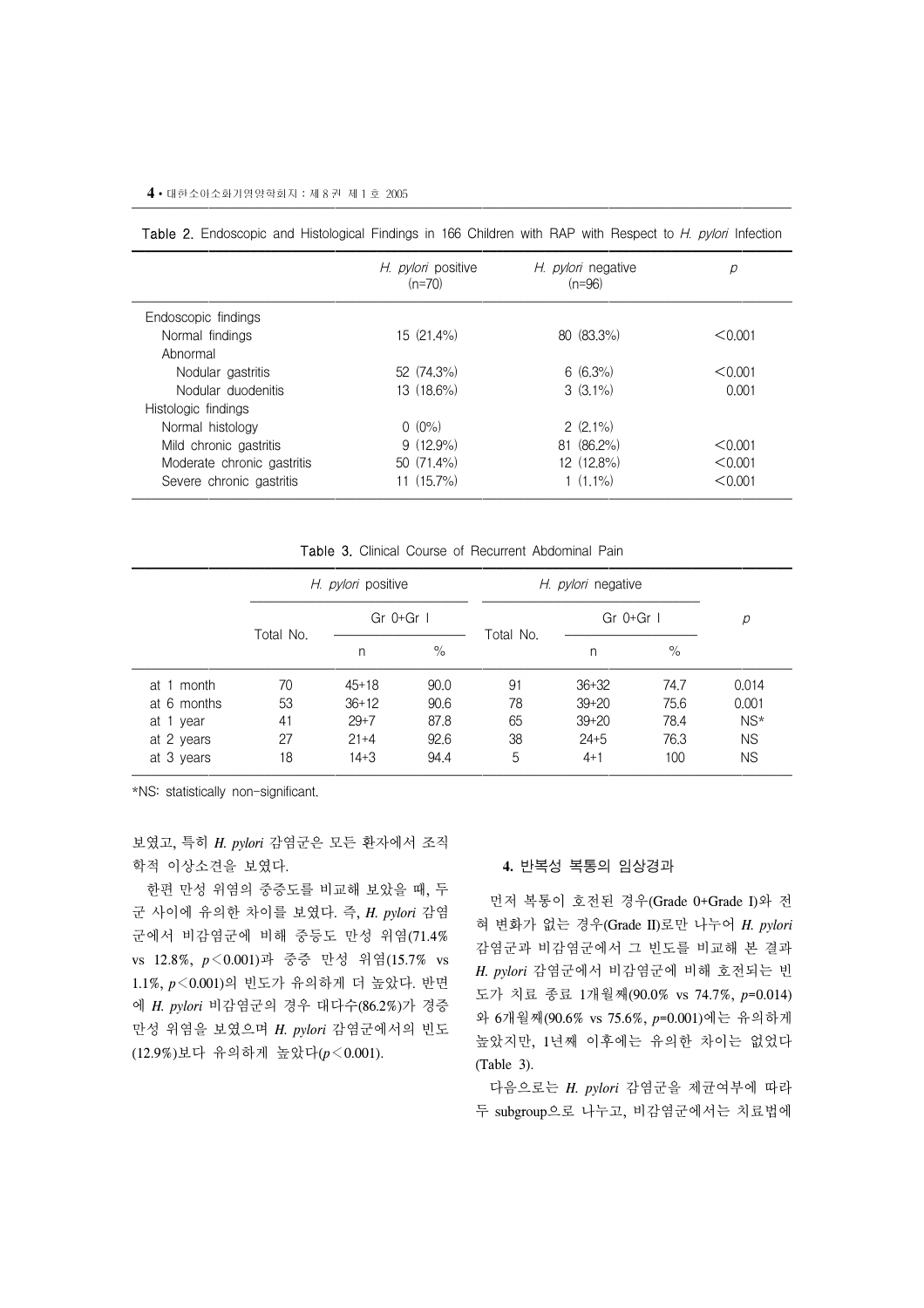Table 2. Endoscopic and Histological Findings in 166 Children with RAP with Respect to *H. pylori* Infection

| | *H. pylori* positive (n=70) | *H. pylori* negative (n=96) | *p* |
|---|---|---|---|
| Endoscopic findings | | | |
| Normal findings | 15 (21.4%) | 80 (83.3%) | <0.001 |
| Abnormal | | | |
| Nodular gastritis | 52 (74.3%) | 6 (6.3%) | <0.001 |
| Nodular duodenitis | 13 (18.6%) | 3 (3.1%) | 0.001 |
| Histologic findings | | | |
| Normal histology | 0 (0%) | 2 (2.1%) | |
| Mild chronic gastritis | 9 (12.9%) | 81 (86.2%) | <0.001 |
| Moderate chronic gastritis | 50 (71.4%) | 12 (12.8%) | <0.001 |
| Severe chronic gastritis | 11 (15.7%) | 1 (1.1%) | <0.001 |

Table 3. Clinical Course of Recurrent Abdominal Pain

| | *H. pylori* positive | | | *H. pylori* negative | | | *p* |
|---|---|---|---|---|---|---|---|
| | Total No. | Gr 0+Gr I | | Total No. | Gr 0+Gr I | | |
| | | n | % | | n | % | |
| at 1 month | 70 | 45+18 | 90.0 | 91 | 36+32 | 74.7 | 0.014 |
| at 6 months | 53 | 36+12 | 90.6 | 78 | 39+20 | 75.6 | 0.001 |
| at 1 year | 41 | 29+7 | 87.8 | 65 | 39+20 | 78.4 | NS* |
| at 2 years | 27 | 21+4 | 92.6 | 38 | 24+5 | 76.3 | NS |
| at 3 years | 18 | 14+3 | 94.4 | 5 | 4+1 | 100 | NS |

*NS: statistically non-significant.

보였고, 특히 *H. pylori* 감염군은 모든 환자에서 조직학적 이상소견을 보였다.

한편 만성 위염의 중증도를 비교해 보았을 때, 두 군 사이에 유의한 차이를 보였다. 즉, *H. pylori* 감염군에서 비감염군에 비해 중등도 만성 위염(71.4% vs 12.8%, $p<0.001$)과 중증 만성 위염(15.7% vs 1.1%, $p<0.001$)의 빈도가 유의하게 더 높았다. 반면에 *H. pylori* 비감염군의 경우 대다수(86.2%)가 경증 만성 위염을 보였으며 *H. pylori* 감염군에서의 빈도(12.9%)보다 유의하게 높았다($p<0.001$).

**4. 반복성 복통의 임상경과**

먼저 복통이 호전된 경우(Grade 0+Grade I)와 전혀 변화가 없는 경우(Grade II)로만 나누어 *H. pylori* 감염군과 비감염군에서 그 빈도를 비교해 본 결과 *H. pylori* 감염군에서 비감염군에 비해 호전되는 빈도가 치료 종료 1개월째(90.0% vs 74.7%, $p=0.014$)와 6개월째(90.6% vs 75.6%, $p=0.001$)에는 유의하게 높았지만, 1년째 이후에는 유의한 차이는 없었다(Table 3).

다음으로는 *H. pylori* 감염군을 제균여부에 따라 두 subgroup으로 나누고, 비감염군에서는 치료법에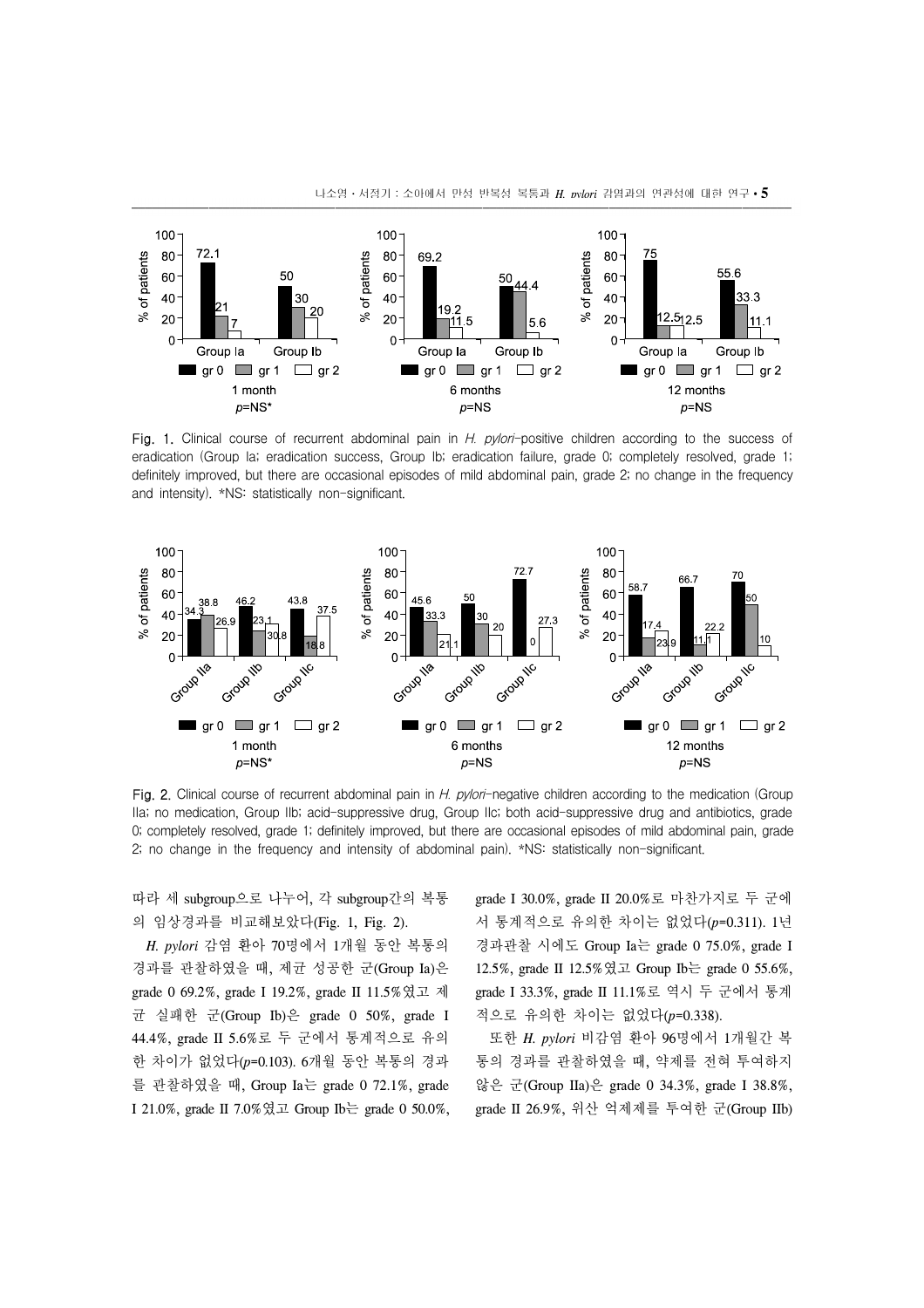Fig. 1. Clinical course of recurrent abdominal pain in *H. pylori*-positive children according to the success of eradication (Group Ia; eradication success, Group Ib; eradication failure, grade 0; completely resolved, grade 1; definitely improved, but there are occasional episodes of mild abdominal pain, grade 2; no change in the frequency and intensity). *NS: statistically non-significant.

Fig. 2. Clinical course of recurrent abdominal pain in *H. pylori*-negative children according to the medication (Group IIa; no medication, Group IIb; acid-suppressive drug, Group IIc; both acid-suppressive drug and antibiotics, grade 0; completely resolved, grade 1; definitely improved, but there are occasional episodes of mild abdominal pain, grade 2; no change in the frequency and intensity of abdominal pain). *NS: statistically non-significant.

따라 세 subgroup으로 나누어, 각 subgroup간의 복통의 임상경과를 비교해보았다(Fig. 1, Fig. 2).

*H. pylori* 감염 환아 70명에서 1개월 동안 복통의 경과를 관찰하였을 때, 제균 성공한 군(Group Ia)은 grade 0 69.2%, grade I 19.2%, grade II 11.5%였고 제균 실패한 군(Group Ib)은 grade 0 50%, grade I 44.4%, grade II 5.6%로 두 군에서 통계적으로 유의한 차이가 없었다($p$=0.103). 6개월 동안 복통의 경과를 관찰하였을 때, Group Ia는 grade 0 72.1%, grade I 21.0%, grade II 7.0%였고 Group Ib는 grade 0 50.0%, grade I 30.0%, grade II 20.0%로 마찬가지로 두 군에서 통계적으로 유의한 차이는 없었다($p$=0.311). 1년 경과관찰 시에도 Group Ia는 grade 0 75.0%, grade I 12.5%, grade II 12.5%였고 Group Ib는 grade 0 55.6%, grade I 33.3%, grade II 11.1%로 역시 두 군에서 통계적으로 유의한 차이는 없었다($p$=0.338).

또한 *H. pylori* 비감염 환아 96명에서 1개월간 복통의 경과를 관찰하였을 때, 약제를 전혀 투여하지 않은 군(Group IIa)은 grade 0 34.3%, grade I 38.8%, grade II 26.9%, 위산 억제제를 투여한 군(Group IIb)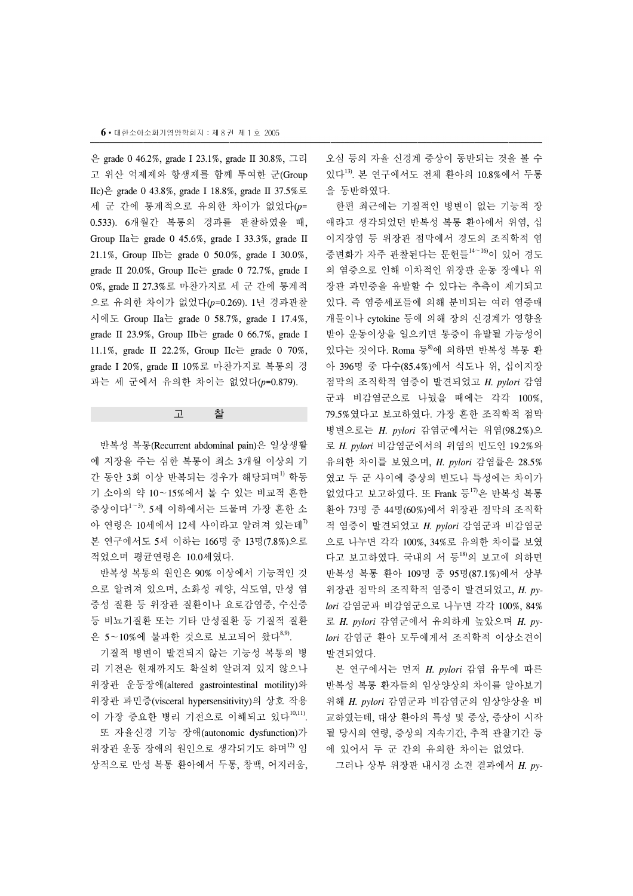은 grade 0 46.2%, grade I 23.1%, grade II 30.8%, 그리고 위산 억제제와 항생제를 함께 투여한 군(Group IIc)은 grade 0 43.8%, grade I 18.8%, grade II 37.5%로 세 군 간에 통계적으로 유의한 차이가 없었다($p$=0.533). 6개월간 복통의 경과를 관찰하였을 때, Group IIa는 grade 0 45.6%, grade I 33.3%, grade II 21.1%, Group IIb는 grade 0 50.0%, grade I 30.0%, grade II 20.0%, Group IIc는 grade 0 72.7%, grade I 0%, grade II 27.3%로 마찬가지로 세 군 간에 통계적으로 유의한 차이가 없었다($p$=0.269). 1년 경과관찰 시에도 Group IIa는 grade 0 58.7%, grade I 17.4%, grade II 23.9%, Group IIb는 grade 0 66.7%, grade I 11.1%, grade II 22.2%, Group IIc는 grade 0 70%, grade I 20%, grade II 10%로 마찬가지로 복통의 경과는 세 군에서 유의한 차이는 없었다($p$=0.879).

## 고 찰

반복성 복통(Recurrent abdominal pain)은 일상생활에 지장을 주는 심한 복통이 최소 3개월 이상의 기간 동안 3회 이상 반복되는 경우가 해당되며[1] 학동기 소아의 약 10~15%에서 볼 수 있는 비교적 흔한 증상이다[1~3]. 5세 이하에서는 드물며 가장 흔한 소아 연령은 10세에서 12세 사이라고 알려져 있는데[7] 본 연구에서도 5세 이하는 166명 중 13명(7.8%)으로 적었으며 평균연령은 10.0세였다.

반복성 복통의 원인은 90% 이상에서 기능적인 것으로 알려져 있으며, 소화성 궤양, 식도염, 만성 염증성 질환 등 위장관 질환이나 요로감염증, 수신증 등 비뇨기질환 또는 기타 만성질환 등 기질적 질환은 5~10%에 불과한 것으로 보고되어 왔다[8,9].

기질적 병변이 발견되지 않는 기능성 복통의 병리 기전은 현재까지도 확실히 알려져 있지 않으나 위장관 운동장애(altered gastrointestinal motility)와 위장관 과민증(visceral hypersensitivity)의 상호 작용이 가장 중요한 병리 기전으로 이해되고 있다[10,11].

또 자율신경 기능 장애(autonomic dysfunction)가 위장관 운동 장애의 원인으로 생각되기도 하며[12] 임상적으로 만성 복통 환아에서 두통, 창백, 어지러움, 오심 등의 자율 신경계 증상이 동반되는 것을 볼 수 있다[13]. 본 연구에서도 전체 환아의 10.8%에서 두통을 동반하였다.

한편 최근에는 기질적인 병변이 없는 기능적 장애라고 생각되었던 반복성 복통 환아에서 위염, 십이지장염 등 위장관 점막에서 경도의 조직학적 염증변화가 자주 관찰된다는 문헌들[14~16]이 있어 경도의 염증으로 인해 이차적인 위장관 운동 장애나 위장관 과민증을 유발할 수 있다는 추측이 제기되고 있다. 즉 염증세포들에 의해 분비되는 여러 염증매개물이나 cytokine 등에 의해 장의 신경계가 영향을 받아 운동이상을 일으키면 통증이 유발될 가능성이 있다는 것이다. Roma 등[8]에 의하면 반복성 복통 환아 396명 중 다수(85.4%)에서 식도나 위, 십이지장 점막의 조직학적 염증이 발견되었고 *H. pylori* 감염군과 비감염군으로 나눴을 때에는 각각 100%, 79.5%였다고 보고하였다. 가장 흔한 조직학적 점막 병변으로는 *H. pylori* 감염군에서는 위염(98.2%)으로 *H. pylori* 비감염군에서의 위염의 빈도인 19.2%와 유의한 차이를 보였으며, *H. pylori* 감염률은 28.5%였고 두 군 사이에 증상의 빈도나 특성에는 차이가 없었다고 보고하였다. 또 Frank 등[17]은 반복성 복통 환아 73명 중 44명(60%)에서 위장관 점막의 조직학적 염증이 발견되었고 *H. pylori* 감염군과 비감염군으로 나누면 각각 100%, 34%로 유의한 차이를 보였다고 보고하였다. 국내의 서 등[18]의 보고에 의하면 반복성 복통 환아 109명 중 95명(87.1%)에서 상부 위장관 점막의 조직학적 염증이 발견되었고, *H. pylori* 감염군과 비감염군으로 나누면 각각 100%, 84%로 *H. pylori* 감염군에서 유의하게 높았으며 *H. pylori* 감염군 환아 모두에게서 조직학적 이상소견이 발견되었다.

본 연구에서는 먼저 *H. pylori* 감염 유무에 따른 반복성 복통 환자들의 임상양상의 차이를 알아보기 위해 *H. pylori* 감염군과 비감염군의 임상양상을 비교하였는데, 대상 환아의 특성 및 증상, 증상이 시작될 당시의 연령, 증상의 지속기간, 추적 관찰기간 등에 있어서 두 군 간의 유의한 차이는 없었다.

그러나 상부 위장관 내시경 소견 결과에서 *H. py-*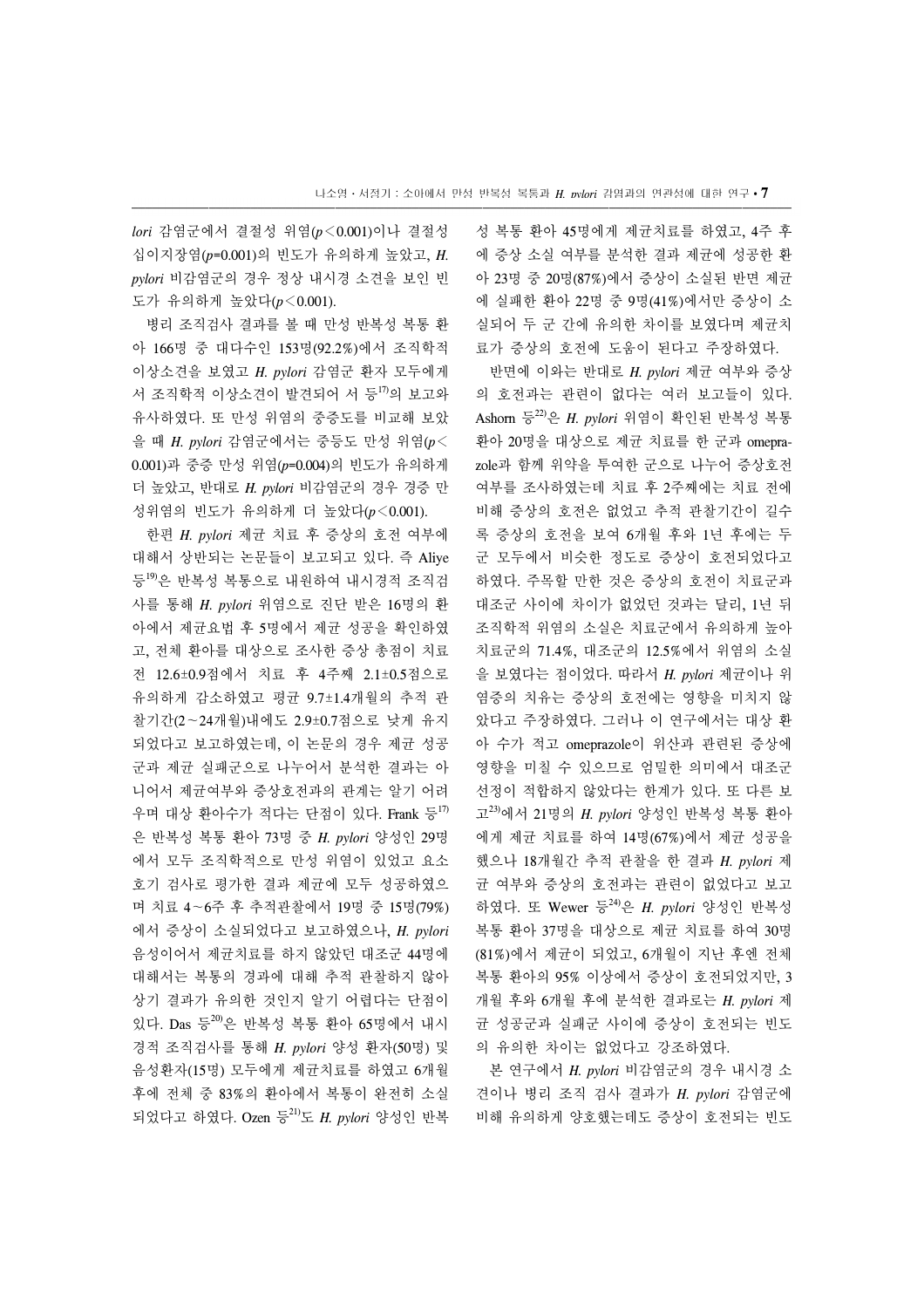*lori* 감염군에서 결절성 위염($p < 0.001$)이나 결절성 십이지장염($p = 0.001$)의 빈도가 유의하게 높았고, *H. pylori* 비감염군의 경우 정상 내시경 소견을 보인 빈도가 유의하게 높았다($p < 0.001$).

병리 조직검사 결과를 볼 때 만성 반복성 복통 환아 166명 중 대다수인 153명(92.2%)에서 조직학적 이상소견을 보였고 *H. pylori* 감염군 환자 모두에게서 조직학적 이상소견이 발견되어 서 등[17]의 보고와 유사하였다. 또 만성 위염의 중증도를 비교해 보았을 때 *H. pylori* 감염군에서는 중등도 만성 위염($p < 0.001$)과 중증 만성 위염($p = 0.004$)의 빈도가 유의하게 더 높았고, 반대로 *H. pylori* 비감염군의 경우 경증 만성위염의 빈도가 유의하게 더 높았다($p < 0.001$).

한편 *H. pylori* 제균 치료 후 증상의 호전 여부에 대해서 상반되는 논문들이 보고되고 있다. 즉 Aliye 등[19]은 반복성 복통으로 내원하여 내시경적 조직검사를 통해 *H. pylori* 위염으로 진단 받은 16명의 환아에서 제균요법 후 5명에서 제균 성공을 확인하였고, 전체 환아를 대상으로 조사한 증상 총점이 치료 전 12.6±0.9점에서 치료 후 4주째 2.1±0.5점으로 유의하게 감소하였고 평균 9.7±1.4개월의 추적 관찰기간(2~24개월)내에도 2.9±0.7점으로 낮게 유지되었다고 보고하였는데, 이 논문의 경우 제균 성공군과 제균 실패군으로 나누어서 분석한 결과는 아니어서 제균여부와 증상호전과의 관계는 알기 어려우며 대상 환아수가 적다는 단점이 있다. Frank 등[17]은 반복성 복통 환아 73명 중 *H. pylori* 양성인 29명에서 모두 조직학적으로 만성 위염이 있었고 요소호기 검사로 평가한 결과 제균에 모두 성공하였으며 치료 4~6주 후 추적관찰에서 19명 중 15명(79%)에서 증상이 소실되었다고 보고하였으나, *H. pylori* 음성이어서 제균치료를 하지 않았던 대조군 44명에 대해서는 복통의 경과에 대해 추적 관찰하지 않아 상기 결과가 유의한 것인지 알기 어렵다는 단점이 있다. Das 등[20]은 반복성 복통 환아 65명에서 내시경적 조직검사를 통해 *H. pylori* 양성 환자(50명) 및 음성환자(15명) 모두에게 제균치료를 하였고 6개월 후에 전체 중 83%의 환아에서 복통이 완전히 소실되었다고 하였다. Ozen 등[21]도 *H. pylori* 양성인 반복성 복통 환아 45명에게 제균치료를 하였고, 4주 후에 증상 소실 여부를 분석한 결과 제균에 성공한 환아 23명 중 20명(87%)에서 증상이 소실된 반면 제균에 실패한 환아 22명 중 9명(41%)에서만 증상이 소실되어 두 군 간에 유의한 차이를 보였다며 제균치료가 증상의 호전에 도움이 된다고 주장하였다.

반면에 이와는 반대로 *H. pylori* 제균 여부와 증상의 호전과는 관련이 없다는 여러 보고들이 있다. Ashorn 등[22]은 *H. pylori* 위염이 확인된 반복성 복통 환아 20명을 대상으로 제균 치료를 한 군과 omeprazole과 함께 위약을 투여한 군으로 나누어 증상호전 여부를 조사하였는데 치료 후 2주째에는 치료 전에 비해 증상의 호전은 없었고 추적 관찰기간이 길수록 증상의 호전을 보여 6개월 후와 1년 후에는 두 군 모두에서 비슷한 정도로 증상이 호전되었다고 하였다. 주목할 만한 것은 증상의 호전이 치료군과 대조군 사이에 차이가 없었던 것과는 달리, 1년 뒤 조직학적 위염의 소실은 치료군에서 유의하게 높아 치료군의 71.4%, 대조군의 12.5%에서 위염의 소실을 보였다는 점이었다. 따라서 *H. pylori* 제균이나 위염증의 치유는 증상의 호전에는 영향을 미치지 않았다고 주장하였다. 그러나 이 연구에서는 대상 환아 수가 적고 omeprazole이 위산과 관련된 증상에 영향을 미칠 수 있으므로 엄밀한 의미에서 대조군 선정이 적합하지 않았다는 한계가 있다. 또 다른 보고[23]에서 21명의 *H. pylori* 양성인 반복성 복통 환아에게 제균 치료를 하여 14명(67%)에서 제균 성공을 했으나 18개월간 추적 관찰을 한 결과 *H. pylori* 제균 여부와 증상의 호전과는 관련이 없었다고 보고하였다. 또 Wewer 등[24]은 *H. pylori* 양성인 반복성 복통 환아 37명을 대상으로 제균 치료를 하여 30명(81%)에서 제균이 되었고, 6개월이 지난 후엔 전체 복통 환아의 95% 이상에서 증상이 호전되었지만, 3개월 후와 6개월 후에 분석한 결과로는 *H. pylori* 제균 성공군과 실패군 사이에 증상이 호전되는 빈도의 유의한 차이는 없었다고 강조하였다.

본 연구에서 *H. pylori* 비감염군의 경우 내시경 소견이나 병리 조직 검사 결과가 *H. pylori* 감염군에 비해 유의하게 양호했는데도 증상이 호전되는 빈도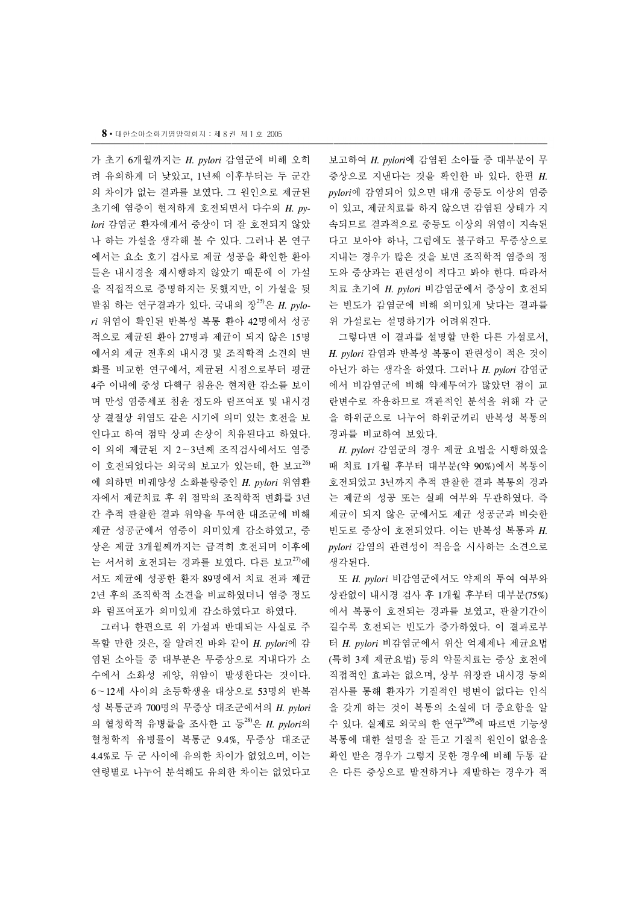가 초기 6개월까지는 *H. pylori* 감염군에 비해 오히려 유의하게 더 낮았고, 1년째 이후부터는 두 군간의 차이가 없는 결과를 보였다. 그 원인으로 제균된 초기에 염증이 현저하게 호전되면서 다수의 *H. pylori* 감염군 환자에게서 증상이 더 잘 호전되지 않았나 하는 가설을 생각해 볼 수 있다. 그러나 본 연구에서는 요소 호기 검사로 제균 성공을 확인한 환아들은 내시경을 재시행하지 않았기 때문에 이 가설을 직접적으로 증명하지는 못했지만, 이 가설을 뒷받침 하는 연구결과가 있다. 국내의 장[25]은 *H. pylori* 위염이 확인된 반복성 복통 환아 42명에서 성공적으로 제균된 환아 27명과 제균이 되지 않은 15명에서의 제균 전후의 내시경 및 조직학적 소견의 변화를 비교한 연구에서, 제균된 시점으로부터 평균 4주 이내에 중성 다핵구 침윤은 현저한 감소를 보이며 만성 염증세포 침윤 정도와 림프여포 및 내시경상 결절상 위염도 같은 시기에 의미 있는 호전을 보인다고 하여 점막 상피 손상이 치유된다고 하였다. 이 외에 제균된 지 2~3년째 조직검사에서도 염증이 호전되었다는 외국의 보고가 있는데, 한 보고[26]에 의하면 비궤양성 소화불량증인 *H. pylori* 위염환자에서 제균치료 후 위 점막의 조직학적 변화를 3년간 추적 관찰한 결과 위약을 투여한 대조군에 비해 제균 성공군에서 염증이 의미있게 감소하였고, 증상은 제균 3개월째까지는 급격히 호전되며 이후에는 서서히 호전되는 경과를 보였다. 다른 보고[27]에서도 제균에 성공한 환자 89명에서 치료 전과 제균 2년 후의 조직학적 소견을 비교하였더니 염증 정도와 림프여포가 의미있게 감소하였다고 하였다.

그러나 한편으로 위 가설과 반대되는 사실로 주목할 만한 것은, 잘 알려진 바와 같이 *H. pylori*에 감염된 소아들 중 대부분은 무증상으로 지내다가 소수에서 소화성 궤양, 위암이 발생한다는 것이다. 6~12세 사이의 초등학생을 대상으로 53명의 반복성 복통군과 700명의 무증상 대조군에서의 *H. pylori*의 혈청학적 유병률을 조사한 고 등[28]은 *H. pylori*의 혈청학적 유병률이 복통군 9.4%, 무증상 대조군 4.4%로 두 군 사이에 유의한 차이가 없었으며, 이는 연령별로 나누어 분석해도 유의한 차이는 없었다고 보고하여 *H. pylori*에 감염된 소아들 중 대부분이 무증상으로 지낸다는 것을 확인한 바 있다. 한편 *H. pylori*에 감염되어 있으면 대개 중등도 이상의 염증이 있고, 제균치료를 하지 않으면 감염된 상태가 지속되므로 결과적으로 중등도 이상의 위염이 지속된다고 보아야 하나, 그럼에도 불구하고 무증상으로 지내는 경우가 많은 것을 보면 조직학적 염증의 정도와 증상과는 관련성이 적다고 봐야 한다. 따라서 치료 초기에 *H. pylori* 비감염군에서 증상이 호전되는 빈도가 감염군에 비해 의미있게 낮다는 결과를 위 가설로는 설명하기가 어려워진다.

그렇다면 이 결과를 설명할 만한 다른 가설로서, *H. pylori* 감염과 반복성 복통이 관련성이 적은 것이 아닌가 하는 생각을 하였다. 그러나 *H. pylori* 감염군에서 비감염군에 비해 약제투여가 많았던 점이 교란변수로 작용하므로 객관적인 분석을 위해 각 군을 하위군으로 나누어 하위군끼리 반복성 복통의 경과를 비교하여 보았다.

*H. pylori* 감염군의 경우 제균 요법을 시행하였을 때 치료 1개월 후부터 대부분(약 90%)에서 복통이 호전되었고 3년까지 추적 관찰한 결과 복통의 경과는 제균의 성공 또는 실패 여부와 무관하였다. 즉 제균이 되지 않은 군에서도 제균 성공군과 비슷한 빈도로 증상이 호전되었다. 이는 반복성 복통과 *H. pylori* 감염의 관련성이 적음을 시사하는 소견으로 생각된다.

또 *H. pylori* 비감염군에서도 약제의 투여 여부와 상관없이 내시경 검사 후 1개월 후부터 대부분(75%)에서 복통이 호전되는 결과를 보였고, 관찰기간이 길수록 호전되는 빈도가 증가하였다. 이 결과로부터 *H. pylori* 비감염군에서 위산 억제제나 제균요법(특히 3제 제균요법) 등의 약물치료는 증상 호전에 직접적인 효과는 없으며, 상부 위장관 내시경 등의 검사를 통해 환자가 기질적인 병변이 없다는 인식을 갖게 하는 것이 복통의 소실에 더 중요함을 알 수 있다. 실제로 외국의 한 연구[9,29]에 따르면 기능성 복통에 대한 설명을 잘 듣고 기질적 원인이 없음을 확인 받은 경우가 그렇지 못한 경우에 비해 두통 같은 다른 증상으로 발전하거나 재발하는 경우가 적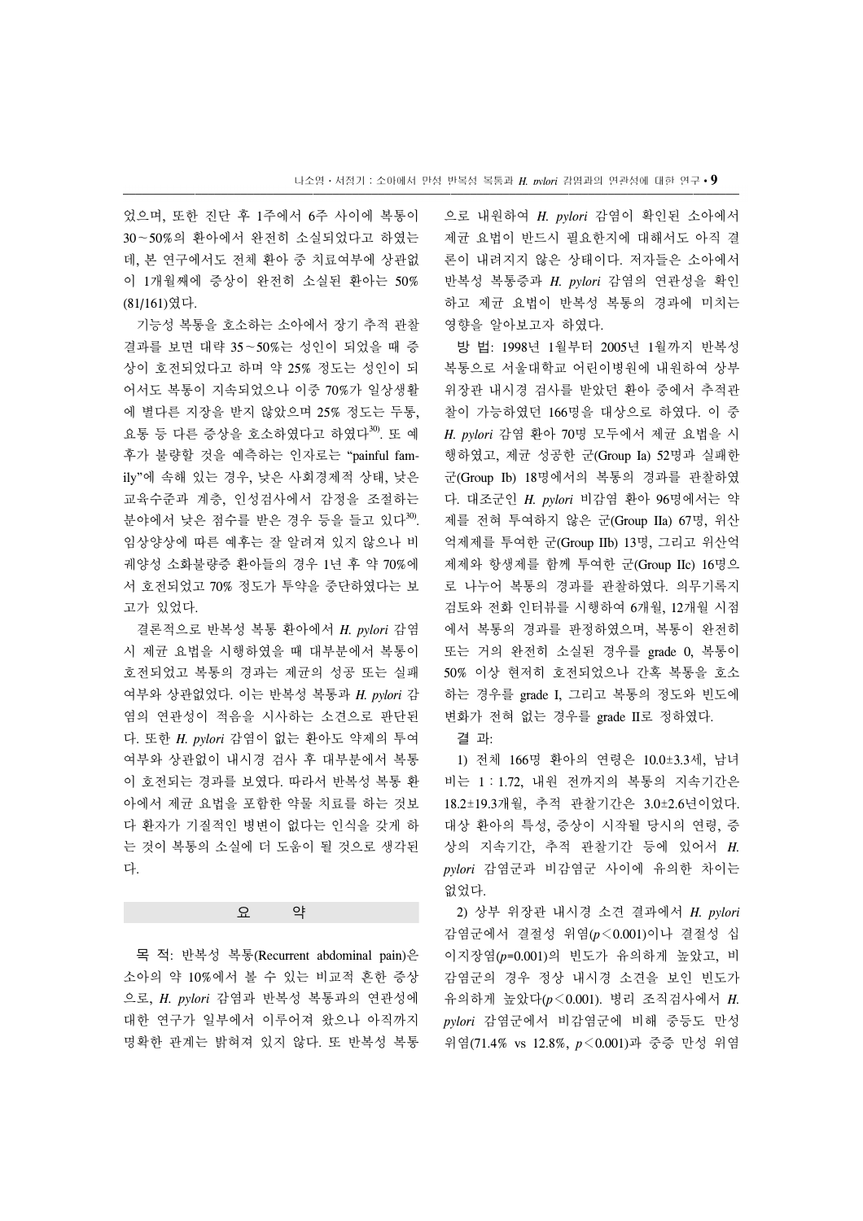었으며, 또한 진단 후 1주에서 6주 사이에 복통이 30~50%의 환아에서 완전히 소실되었다고 하였는데, 본 연구에서도 전체 환아 중 치료여부에 상관없이 1개월째에 증상이 완전히 소실된 환아는 50% (81/161)였다.

기능성 복통을 호소하는 소아에서 장기 추적 관찰 결과를 보면 대략 35~50%는 성인이 되었을 때 증상이 호전되었다고 하며 약 25% 정도는 성인이 되어서도 복통이 지속되었으나 이중 70%가 일상생활에 별다른 지장을 받지 않았으며 25% 정도는 두통, 요통 등 다른 증상을 호소하였다고 하였다[30]. 또 예후가 불량할 것을 예측하는 인자로는 "painful family"에 속해 있는 경우, 낮은 사회경제적 상태, 낮은 교육수준과 계층, 인성검사에서 감정을 조절하는 분야에서 낮은 점수를 받은 경우 등을 들고 있다[30]. 임상양상에 따른 예후는 잘 알려져 있지 않으나 비궤양성 소화불량증 환아들의 경우 1년 후 약 70%에서 호전되었고 70% 정도가 투약을 중단하였다는 보고가 있었다.

결론적으로 반복성 복통 환아에서 *H. pylori* 감염 시 제균 요법을 시행하였을 때 대부분에서 복통이 호전되었고 복통의 경과는 제균의 성공 또는 실패 여부와 상관없었다. 이는 반복성 복통과 *H. pylori* 감염의 연관성이 적음을 시사하는 소견으로 판단된다. 또한 *H. pylori* 감염이 없는 환아도 약제의 투여 여부와 상관없이 내시경 검사 후 대부분에서 복통이 호전되는 경과를 보였다. 따라서 반복성 복통 환아에서 제균 요법을 포함한 약물 치료를 하는 것보다 환자가 기질적인 병변이 없다는 인식을 갖게 하는 것이 복통의 소실에 더 도움이 될 것으로 생각된다.

## 요 약

**목 적:** 반복성 복통(Recurrent abdominal pain)은 소아의 약 10%에서 볼 수 있는 비교적 흔한 증상으로, *H. pylori* 감염과 반복성 복통과의 연관성에 대한 연구가 일부에서 이루어져 왔으나 아직까지 명확한 관계는 밝혀져 있지 않다. 또 반복성 복통으로 내원하여 *H. pylori* 감염이 확인된 소아에서 제균 요법이 반드시 필요한지에 대해서도 아직 결론이 내려지지 않은 상태이다. 저자들은 소아에서 반복성 복통증과 *H. pylori* 감염의 연관성을 확인하고 제균 요법이 반복성 복통의 경과에 미치는 영향을 알아보고자 하였다.

**방 법:** 1998년 1월부터 2005년 1월까지 반복성 복통으로 서울대학교 어린이병원에 내원하여 상부 위장관 내시경 검사를 받았던 환아 중에서 추적관찰이 가능하였던 166명을 대상으로 하였다. 이 중 *H. pylori* 감염 환아 70명 모두에서 제균 요법을 시행하였고, 제균 성공한 군(Group Ia) 52명과 실패한 군(Group Ib) 18명에서의 복통의 경과를 관찰하였다. 대조군인 *H. pylori* 비감염 환아 96명에서는 약제를 전혀 투여하지 않은 군(Group IIa) 67명, 위산억제제를 투여한 군(Group IIb) 13명, 그리고 위산억제제와 항생제를 함께 투여한 군(Group IIc) 16명으로 나누어 복통의 경과를 관찰하였다. 의무기록지 검토와 전화 인터뷰를 시행하여 6개월, 12개월 시점에서 복통의 경과를 판정하였으며, 복통이 완전히 또는 거의 완전히 소실된 경우를 grade 0, 복통이 50% 이상 현저히 호전되었으나 간혹 복통을 호소하는 경우를 grade I, 그리고 복통의 정도와 빈도에 변화가 전혀 없는 경우를 grade II로 정하였다.

**결 과:**

1) 전체 166명 환아의 연령은 10.0±3.3세, 남녀비는 1 : 1.72, 내원 전까지의 복통의 지속기간은 18.2±19.3개월, 추적 관찰기간은 3.0±2.6년이었다. 대상 환아의 특성, 증상이 시작될 당시의 연령, 증상의 지속기간, 추적 관찰기간 등에 있어서 *H. pylori* 감염군과 비감염군 사이에 유의한 차이는 없었다.

2) 상부 위장관 내시경 소견 결과에서 *H. pylori* 감염군에서 결절성 위염($p<0.001$)이나 결절성 십이지장염($p=0.001$)의 빈도가 유의하게 높았고, 비감염군의 경우 정상 내시경 소견을 보인 빈도가 유의하게 높았다($p<0.001$). 병리 조직검사에서 *H. pylori* 감염군에서 비감염군에 비해 중등도 만성 위염(71.4% vs 12.8%, $p<0.001$)과 중증 만성 위염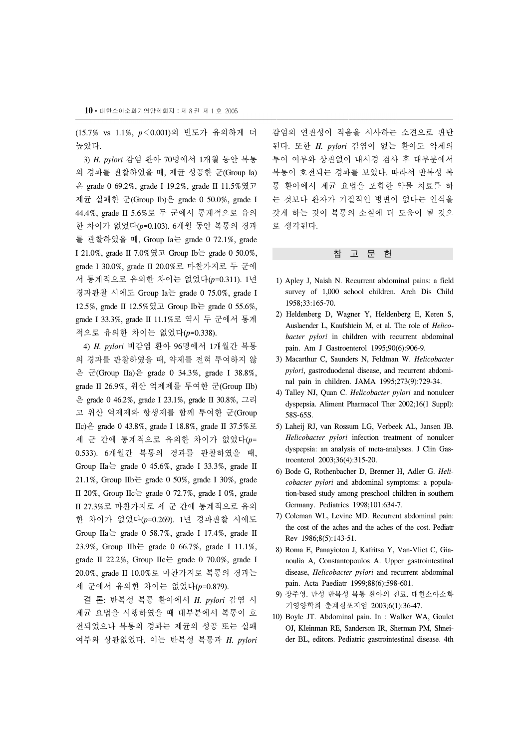(15.7% vs 1.1%, $p < 0.001$)의 빈도가 유의하게 더 높았다.

3) *H. pylori* 감염 환아 70명에서 1개월 동안 복통의 경과를 관찰하였을 때, 제균 성공한 군(Group Ia)은 grade 0 69.2%, grade I 19.2%, grade II 11.5%였고 제균 실패한 군(Group Ib)은 grade 0 50.0%, grade I 44.4%, grade II 5.6%로 두 군에서 통계적으로 유의한 차이가 없었다($p$=0.103). 6개월 동안 복통의 경과를 관찰하였을 때, Group Ia는 grade 0 72.1%, grade I 21.0%, grade II 7.0%였고 Group Ib는 grade 0 50.0%, grade I 30.0%, grade II 20.0%로 마찬가지로 두 군에서 통계적으로 유의한 차이는 없었다($p$=0.311). 1년 경과관찰 시에도 Group Ia는 grade 0 75.0%, grade I 12.5%, grade II 12.5%였고 Group Ib는 grade 0 55.6%, grade I 33.3%, grade II 11.1%로 역시 두 군에서 통계적으로 유의한 차이는 없었다($p$=0.338).

4) *H. pylori* 비감염 환아 96명에서 1개월간 복통의 경과를 관찰하였을 때, 약제를 전혀 투여하지 않은 군(Group IIa)은 grade 0 34.3%, grade I 38.8%, grade II 26.9%, 위산 억제제를 투여한 군(Group IIb)은 grade 0 46.2%, grade I 23.1%, grade II 30.8%, 그리고 위산 억제제와 항생제를 함께 투여한 군(Group IIc)은 grade 0 43.8%, grade I 18.8%, grade II 37.5%로 세 군 간에 통계적으로 유의한 차이가 없었다($p$=0.533). 6개월간 복통의 경과를 관찰하였을 때, Group IIa는 grade 0 45.6%, grade I 33.3%, grade II 21.1%, Group IIb는 grade 0 50%, grade I 30%, grade II 20%, Group IIc는 grade 0 72.7%, grade I 0%, grade II 27.3%로 마찬가지로 세 군 간에 통계적으로 유의한 차이가 없었다($p$=0.269). 1년 경과관찰 시에도 Group IIa는 grade 0 58.7%, grade I 17.4%, grade II 23.9%, Group IIb는 grade 0 66.7%, grade I 11.1%, grade II 22.2%, Group IIc는 grade 0 70.0%, grade I 20.0%, grade II 10.0%로 마찬가지로 복통의 경과는 세 군에서 유의한 차이는 없었다($p$=0.879).

**결 론:** 반복성 복통 환아에서 *H. pylori* 감염 시 제균 요법을 시행하였을 때 대부분에서 복통이 호전되었으나 복통의 경과는 제균의 성공 또는 실패 여부와 상관없었다. 이는 반복성 복통과 *H. pylori* 감염의 연관성이 적음을 시사하는 소견으로 판단된다. 또한 *H. pylori* 감염이 없는 환아도 약제의 투여 여부와 상관없이 내시경 검사 후 대부분에서 복통이 호전되는 경과를 보였다. 따라서 반복성 복통 환아에서 제균 요법을 포함한 약물 치료를 하는 것보다 환자가 기질적인 병변이 없다는 인식을 갖게 하는 것이 복통의 소실에 더 도움이 될 것으로 생각된다.

## 참 고 문 헌

1) Apley J, Naish N. Recurrent abdominal pains: a field survey of 1,000 school children. Arch Dis Child 1958;33:165-70.
2) Heldenberg D, Wagner Y, Heldenberg E, Keren S, Auslaender L, Kaufshtein M, et al. The role of *Helicobacter pylori* in children with recurrent abdominal pain. Am J Gastroenterol 1995;90(6):906-9.
3) Macarthur C, Saunders N, Feldman W. *Helicobacter pylori*, gastroduodenal disease, and recurrent abdominal pain in children. JAMA 1995;273(9):729-34.
4) Talley NJ, Quan C. *Helicobacter pylori* and nonulcer dyspepsia. Aliment Pharmacol Ther 2002;16(1 Suppl): 58S-65S.
5) Laheij RJ, van Rossum LG, Verbeek AL, Jansen JB. *Helicobacter pylori* infection treatment of nonulcer dyspepsia: an analysis of meta-analyses. J Clin Gastroenterol 2003;36(4):315-20.
6) Bode G, Rothenbacher D, Brenner H, Adler G. *Helicobacter pylori* and abdominal symptoms: a population-based study among preschool children in southern Germany. Pediatrics 1998;101:634-7.
7) Coleman WL, Levine MD. Recurrent abdominal pain: the cost of the aches and the aches of the cost. Pediatr Rev 1986;8(5):143-51.
8) Roma E, Panayiotou J, Kafritsa Y, Van-Vliet C, Gianoulia A, Constantopoulos A. Upper gastrointestinal disease, *Helicobacter pylori* and recurrent abdominal pain. Acta Paediatr 1999;88(6):598-601.
9) 장주영. 만성 반복성 복통 환아의 진료. 대한소아소화기영양학회 춘계심포지엄 2003;6(1):36-47.
10) Boyle JT. Abdominal pain. In : Walker WA, Goulet OJ, Kleinman RE, Sanderson IR, Sherman PM, Shneider BL, editors. Pediatric gastrointestinal disease. 4th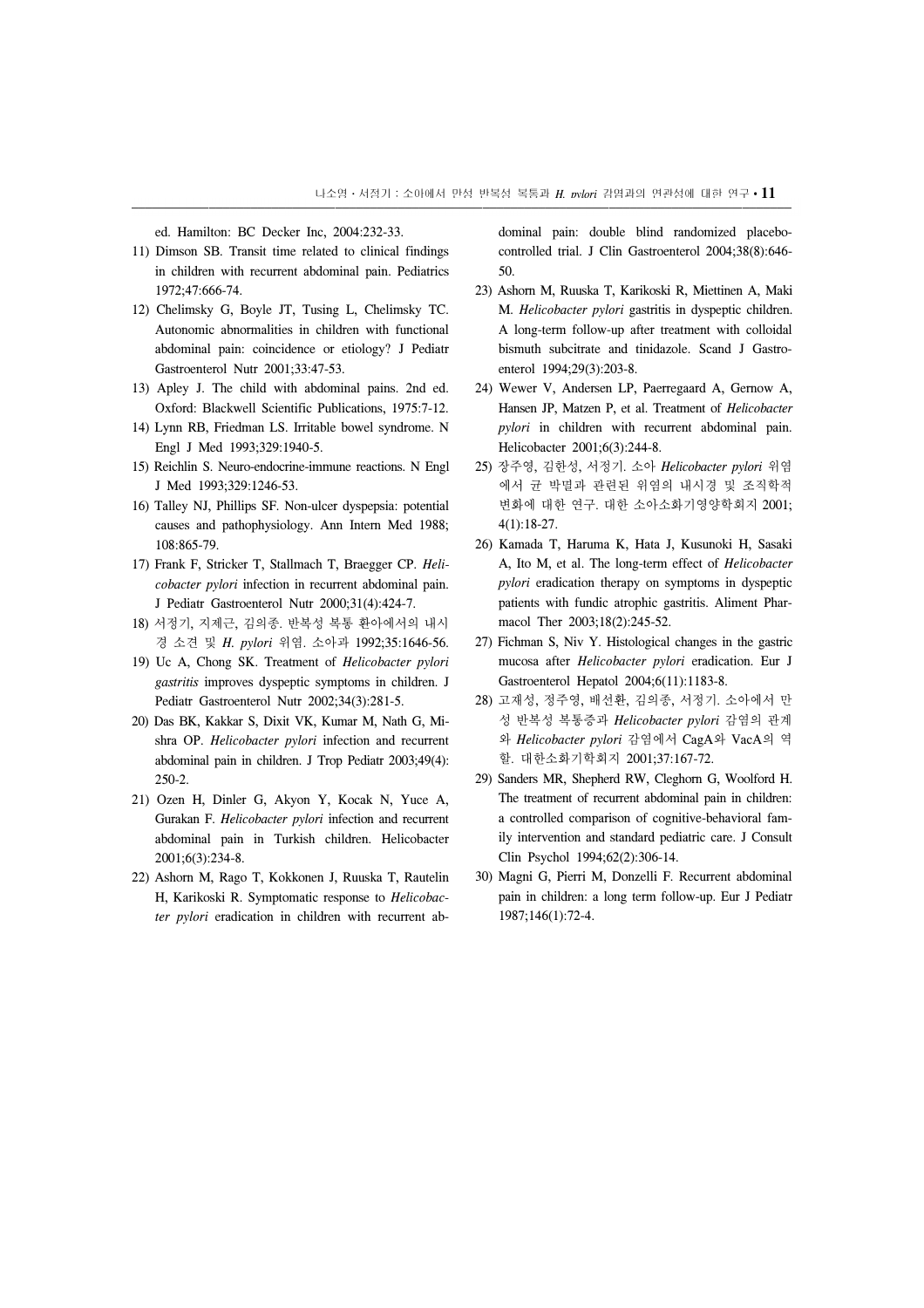ed. Hamilton: BC Decker Inc, 2004:232-33.

11) Dimson SB. Transit time related to clinical findings in children with recurrent abdominal pain. Pediatrics 1972;47:666-74.

12) Chelimsky G, Boyle JT, Tusing L, Chelimsky TC. Autonomic abnormalities in children with functional abdominal pain: coincidence or etiology? J Pediatr Gastroenterol Nutr 2001;33:47-53.

13) Apley J. The child with abdominal pains. 2nd ed. Oxford: Blackwell Scientific Publications, 1975:7-12.

14) Lynn RB, Friedman LS. Irritable bowel syndrome. N Engl J Med 1993;329:1940-5.

15) Reichlin S. Neuro-endocrine-immune reactions. N Engl J Med 1993;329:1246-53.

16) Talley NJ, Phillips SF. Non-ulcer dyspepsia: potential causes and pathophysiology. Ann Intern Med 1988; 108:865-79.

17) Frank F, Stricker T, Stallmach T, Braegger CP. *Helicobacter pylori* infection in recurrent abdominal pain. J Pediatr Gastroenterol Nutr 2000;31(4):424-7.

18) 서정기, 지제근, 김의종. 반복성 복통 환아에서의 내시경 소견 및 *H. pylori* 위염. 소아과 1992;35:1646-56.

19) Uc A, Chong SK. Treatment of *Helicobacter pylori gastritis* improves dyspeptic symptoms in children. J Pediatr Gastroenterol Nutr 2002;34(3):281-5.

20) Das BK, Kakkar S, Dixit VK, Kumar M, Nath G, Mishra OP. *Helicobacter pylori* infection and recurrent abdominal pain in children. J Trop Pediatr 2003;49(4): 250-2.

21) Ozen H, Dinler G, Akyon Y, Kocak N, Yuce A, Gurakan F. *Helicobacter pylori* infection and recurrent abdominal pain in Turkish children. Helicobacter 2001;6(3):234-8.

22) Ashorn M, Rago T, Kokkonen J, Ruuska T, Rautelin H, Karikoski R. Symptomatic response to *Helicobacter pylori* eradication in children with recurrent abdominal pain: double blind randomized placebo-controlled trial. J Clin Gastroenterol 2004;38(8):646-50.

23) Ashorn M, Ruuska T, Karikoski R, Miettinen A, Maki M. *Helicobacter pylori* gastritis in dyspeptic children. A long-term follow-up after treatment with colloidal bismuth subcitrate and tinidazole. Scand J Gastroenterol 1994;29(3):203-8.

24) Wewer V, Andersen LP, Paerregaard A, Gernow A, Hansen JP, Matzen P, et al. Treatment of *Helicobacter pylori* in children with recurrent abdominal pain. Helicobacter 2001;6(3):244-8.

25) 장주영, 김한성, 서정기. 소아 *Helicobacter pylori* 위염에서 균 박멸과 관련된 위염의 내시경 및 조직학적 변화에 대한 연구. 대한 소아소화기영양학회지 2001; 4(1):18-27.

26) Kamada T, Haruma K, Hata J, Kusunoki H, Sasaki A, Ito M, et al. The long-term effect of *Helicobacter pylori* eradication therapy on symptoms in dyspeptic patients with fundic atrophic gastritis. Aliment Pharmacol Ther 2003;18(2):245-52.

27) Fichman S, Niv Y. Histological changes in the gastric mucosa after *Helicobacter pylori* eradication. Eur J Gastroenterol Hepatol 2004;6(11):1183-8.

28) 고재성, 정주영, 배선환, 김의종, 서정기. 소아에서 만성 반복성 복통증과 *Helicobacter pylori* 감염의 관계와 *Helicobacter pylori* 감염에서 CagA와 VacA의 역할. 대한소화기학회지 2001;37:167-72.

29) Sanders MR, Shepherd RW, Cleghorn G, Woolford H. The treatment of recurrent abdominal pain in children: a controlled comparison of cognitive-behavioral family intervention and standard pediatric care. J Consult Clin Psychol 1994;62(2):306-14.

30) Magni G, Pierri M, Donzelli F. Recurrent abdominal pain in children: a long term follow-up. Eur J Pediatr 1987;146(1):72-4.